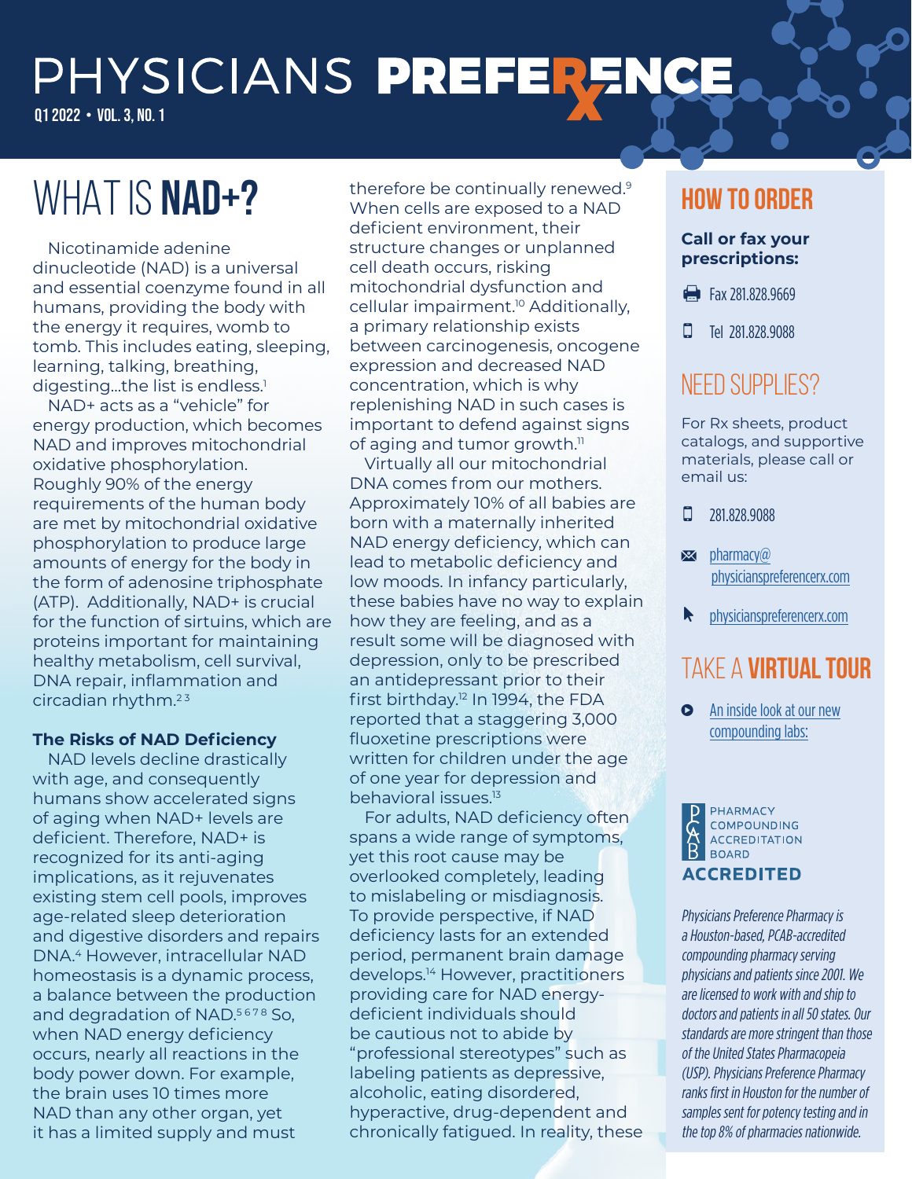# PHYSICIANS PREFERENCE

Q1 2022 • VOL. 3, NO. 1

## WHAT IS NAD+?

Nicotinamide adenine dinucleotide (NAD) is a universal and essential coenzyme found in all humans, providing the body with the energy it requires, womb to tomb. This includes eating, sleeping, learning, talking, breathing, digesting…the list is endless.[1]

NAD+ acts as a "vehicle" for energy production, which becomes NAD and improves mitochondrial oxidative phosphorylation. Roughly 90% of the energy requirements of the human body are met by mitochondrial oxidative phosphorylation to produce large amounts of energy for the body in the form of adenosine triphosphate (ATP). Additionally, NAD+ is crucial for the function of sirtuins, which are proteins important for maintaining healthy metabolism, cell survival, DNA repair, inflammation and circadian rhythm.[2 3]

### The Risks of NAD Deficiency

NAD levels decline drastically with age, and consequently humans show accelerated signs of aging when NAD+ levels are deficient. Therefore, NAD+ is recognized for its anti-aging implications, as it rejuvenates existing stem cell pools, improves age-related sleep deterioration and digestive disorders and repairs DNA.[4] However, intracellular NAD homeostasis is a dynamic process, a balance between the production and degradation of NAD.[5 6 7 8] So, when NAD energy deficiency occurs, nearly all reactions in the body power down. For example, the brain uses 10 times more NAD than any other organ, yet it has a limited supply and must therefore be continually renewed.[9] When cells are exposed to a NAD deficient environment, their structure changes or unplanned cell death occurs, risking mitochondrial dysfunction and cellular impairment.[10] Additionally, a primary relationship exists between carcinogenesis, oncogene expression and decreased NAD concentration, which is why replenishing NAD in such cases is important to defend against signs of aging and tumor growth.[11]

Virtually all our mitochondrial DNA comes from our mothers. Approximately 10% of all babies are born with a maternally inherited NAD energy deficiency, which can lead to metabolic deficiency and low moods. In infancy particularly, these babies have no way to explain how they are feeling, and as a result some will be diagnosed with depression, only to be prescribed an antidepressant prior to their first birthday.[12] In 1994, the FDA reported that a staggering 3,000 fluoxetine prescriptions were written for children under the age of one year for depression and behavioral issues.[13]

For adults, NAD deficiency often spans a wide range of symptoms, yet this root cause may be overlooked completely, leading to mislabeling or misdiagnosis. To provide perspective, if NAD deficiency lasts for an extended period, permanent brain damage develops.[14] However, practitioners providing care for NAD energy-deficient individuals should be cautious not to abide by "professional stereotypes" such as labeling patients as depressive, alcoholic, eating disordered, hyperactive, drug-dependent and chronically fatigued. In reality, these

## HOW TO ORDER

**Call or fax your prescriptions:**

- Fax 281.828.9669
- Tel 281.828.9088

## NEED SUPPLIES?

For Rx sheets, product catalogs, and supportive materials, please call or email us:

- 281.828.9088
- pharmacy@physicianspreferencerx.com
- physicianspreferencerx.com

## TAKE A VIRTUAL TOUR

- An inside look at our new compounding labs:

PHARMACY COMPOUNDING ACCREDITATION BOARD **ACCREDITED**

*Physicians Preference Pharmacy is a Houston-based, PCAB-accredited compounding pharmacy serving physicians and patients since 2001. We are licensed to work with and ship to doctors and patients in all 50 states. Our standards are more stringent than those of the United States Pharmacopeia (USP). Physicians Preference Pharmacy ranks first in Houston for the number of samples sent for potency testing and in the top 8% of pharmacies nationwide.*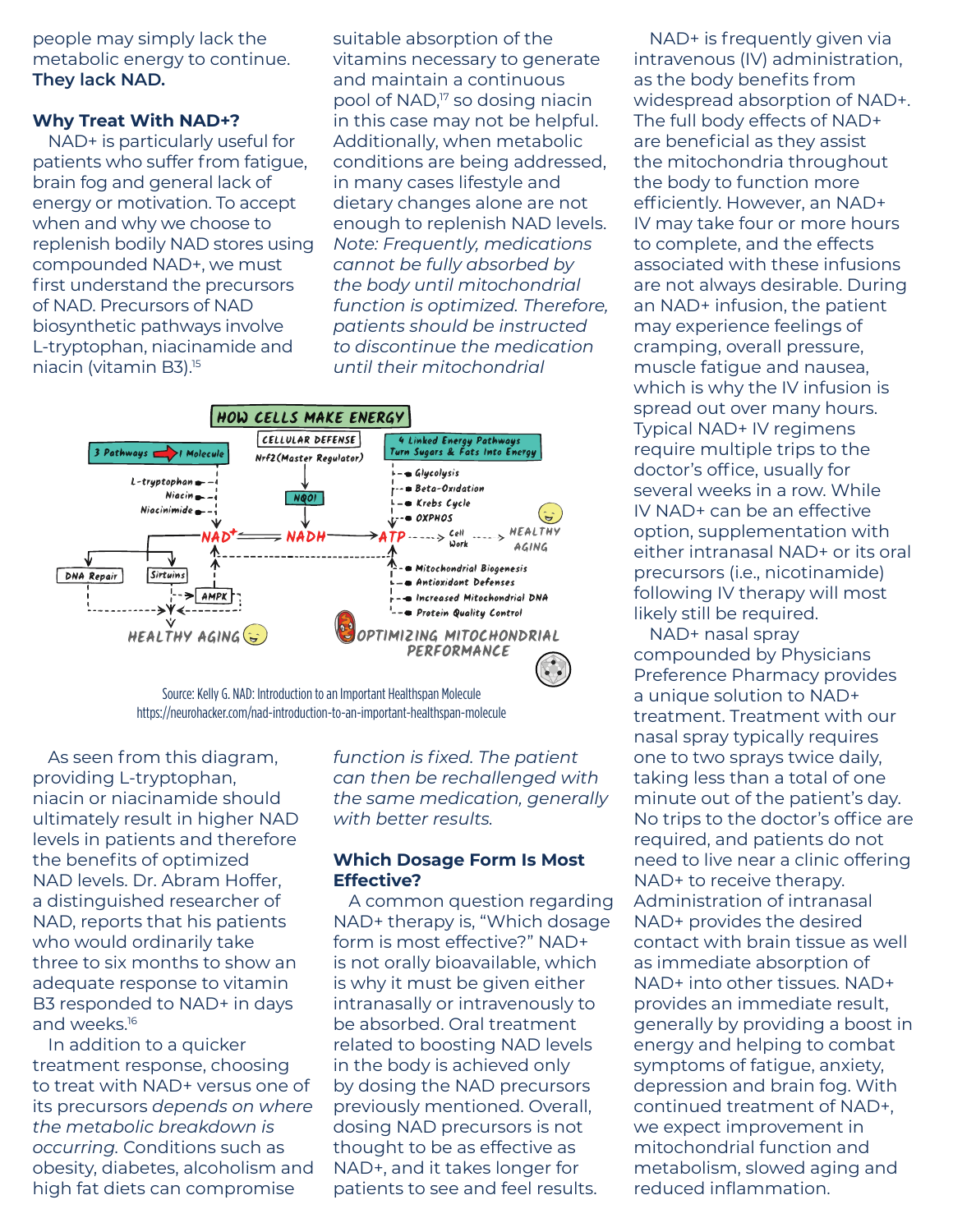people may simply lack the metabolic energy to continue. **They lack NAD.**

### Why Treat With NAD+?

NAD+ is particularly useful for patients who suffer from fatigue, brain fog and general lack of energy or motivation. To accept when and why we choose to replenish bodily NAD stores using compounded NAD+, we must first understand the precursors of NAD. Precursors of NAD biosynthetic pathways involve L-tryptophan, niacinamide and niacin (vitamin B3).[15]

Source: Kelly G. NAD: Introduction to an Important Healthspan Molecule https://neurohacker.com/nad-introduction-to-an-important-healthspan-molecule

As seen from this diagram, providing L-tryptophan, niacin or niacinamide should ultimately result in higher NAD levels in patients and therefore the benefits of optimized NAD levels. Dr. Abram Hoffer, a distinguished researcher of NAD, reports that his patients who would ordinarily take three to six months to show an adequate response to vitamin B3 responded to NAD+ in days and weeks.[16]

In addition to a quicker treatment response, choosing to treat with NAD+ versus one of its precursors *depends on where the metabolic breakdown is occurring.* Conditions such as obesity, diabetes, alcoholism and high fat diets can compromise suitable absorption of the vitamins necessary to generate and maintain a continuous pool of NAD,[17] so dosing niacin in this case may not be helpful. Additionally, when metabolic conditions are being addressed, in many cases lifestyle and dietary changes alone are not enough to replenish NAD levels. *Note: Frequently, medications cannot be fully absorbed by the body until mitochondrial function is optimized. Therefore, patients should be instructed to discontinue the medication until their mitochondrial function is fixed. The patient can then be rechallenged with the same medication, generally with better results.*

### Which Dosage Form Is Most Effective?

A common question regarding NAD+ therapy is, "Which dosage form is most effective?" NAD+ is not orally bioavailable, which is why it must be given either intranasally or intravenously to be absorbed. Oral treatment related to boosting NAD levels in the body is achieved only by dosing the NAD precursors previously mentioned. Overall, dosing NAD precursors is not thought to be as effective as NAD+, and it takes longer for patients to see and feel results.

NAD+ is frequently given via intravenous (IV) administration, as the body benefits from widespread absorption of NAD+. The full body effects of NAD+ are beneficial as they assist the mitochondria throughout the body to function more efficiently. However, an NAD+ IV may take four or more hours to complete, and the effects associated with these infusions are not always desirable. During an NAD+ infusion, the patient may experience feelings of cramping, overall pressure, muscle fatigue and nausea, which is why the IV infusion is spread out over many hours. Typical NAD+ IV regimens require multiple trips to the doctor's office, usually for several weeks in a row. While IV NAD+ can be an effective option, supplementation with either intranasal NAD+ or its oral precursors (i.e., nicotinamide) following IV therapy will most likely still be required.

NAD+ nasal spray compounded by Physicians Preference Pharmacy provides a unique solution to NAD+ treatment. Treatment with our nasal spray typically requires one to two sprays twice daily, taking less than a total of one minute out of the patient's day. No trips to the doctor's office are required, and patients do not need to live near a clinic offering NAD+ to receive therapy. Administration of intranasal NAD+ provides the desired contact with brain tissue as well as immediate absorption of NAD+ into other tissues. NAD+ provides an immediate result, generally by providing a boost in energy and helping to combat symptoms of fatigue, anxiety, depression and brain fog. With continued treatment of NAD+, we expect improvement in mitochondrial function and metabolism, slowed aging and reduced inflammation.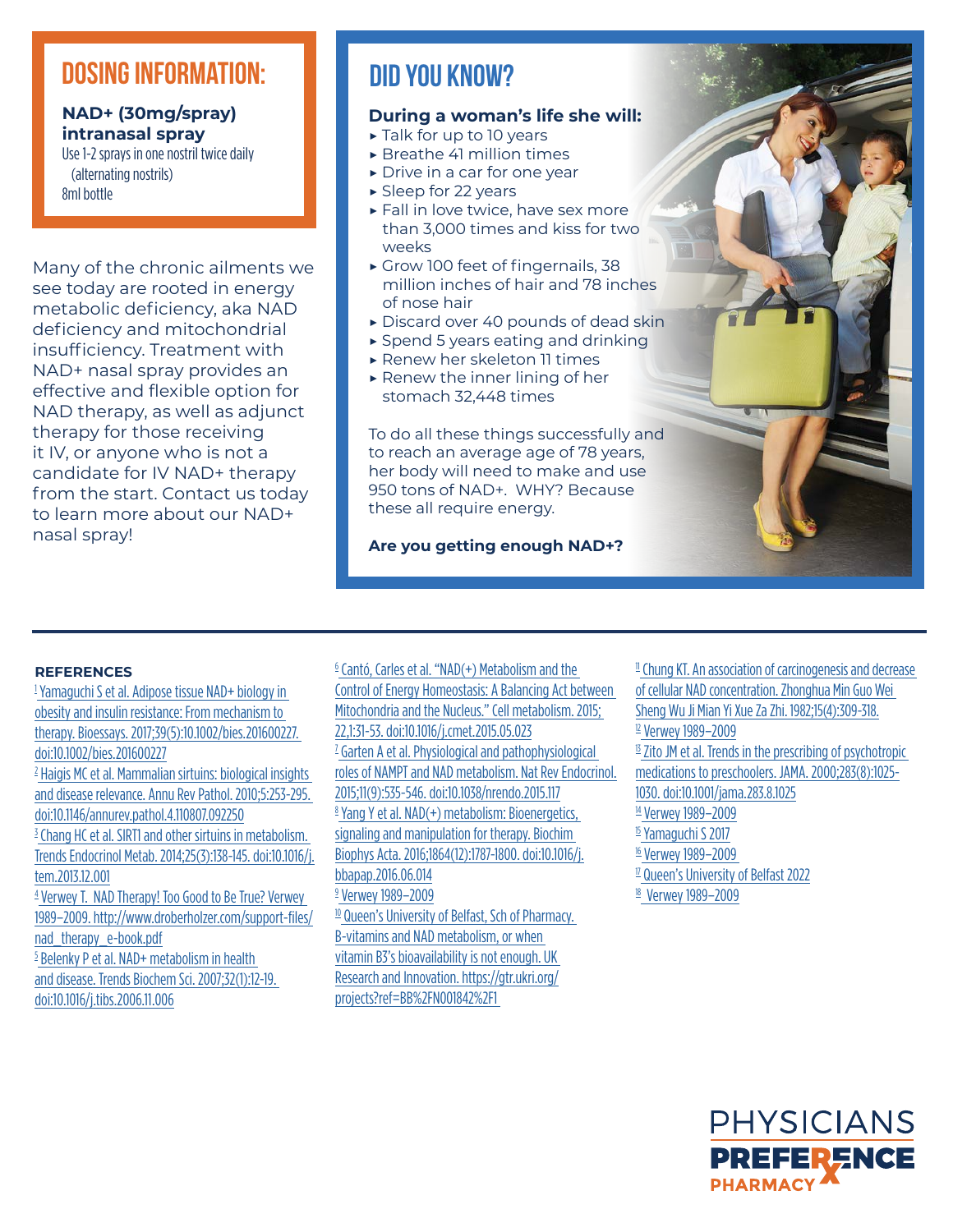## DOSING INFORMATION:

**NAD+ (30mg/spray) intranasal spray**

Use 1-2 sprays in one nostril twice daily (alternating nostrils)

8ml bottle

Many of the chronic ailments we see today are rooted in energy metabolic deficiency, aka NAD deficiency and mitochondrial insufficiency. Treatment with NAD+ nasal spray provides an effective and flexible option for NAD therapy, as well as adjunct therapy for those receiving it IV, or anyone who is not a candidate for IV NAD+ therapy from the start. Contact us today to learn more about our NAD+ nasal spray!

## DID YOU KNOW?

**During a woman's life she will:**

- Talk for up to 10 years
- Breathe 41 million times
- Drive in a car for one year
- Sleep for 22 years
- Fall in love twice, have sex more than 3,000 times and kiss for two weeks
- Grow 100 feet of fingernails, 38 million inches of hair and 78 inches of nose hair
- Discard over 40 pounds of dead skin
- Spend 5 years eating and drinking
- Renew her skeleton 11 times
- Renew the inner lining of her stomach 32,448 times

To do all these things successfully and to reach an average age of 78 years, her body will need to make and use 950 tons of NAD+. WHY? Because these all require energy.

**Are you getting enough NAD+?**

### REFERENCES

[1] Yamaguchi S et al. Adipose tissue NAD+ biology in obesity and insulin resistance: From mechanism to therapy. Bioessays. 2017;39(5):10.1002/bies.201600227. doi:10.1002/bies.201600227

[2] Haigis MC et al. Mammalian sirtuins: biological insights and disease relevance. Annu Rev Pathol. 2010;5:253-295. doi:10.1146/annurev.pathol.4.110807.092250

[3] Chang HC et al. SIRT1 and other sirtuins in metabolism. Trends Endocrinol Metab. 2014;25(3):138-145. doi:10.1016/j.tem.2013.12.001

[4] Verwey T. NAD Therapy! Too Good to Be True? Verwey 1989–2009. http://www.droberholzer.com/support-files/nad_therapy_e-book.pdf

[5] Belenky P et al. NAD+ metabolism in health and disease. Trends Biochem Sci. 2007;32(1):12-19. doi:10.1016/j.tibs.2006.11.006

[6] Cantó, Carles et al. "NAD(+) Metabolism and the Control of Energy Homeostasis: A Balancing Act between Mitochondria and the Nucleus." Cell metabolism. 2015; 22,1:31-53. doi:10.1016/j.cmet.2015.05.023

[7] Garten A et al. Physiological and pathophysiological roles of NAMPT and NAD metabolism. Nat Rev Endocrinol. 2015;11(9):535-546. doi:10.1038/nrendo.2015.117

[8] Yang Y et al. NAD(+) metabolism: Bioenergetics, signaling and manipulation for therapy. Biochim Biophys Acta. 2016;1864(12):1787-1800. doi:10.1016/j.bbapap.2016.06.014

[9] Verwey 1989–2009

[10] Queen's University of Belfast, Sch of Pharmacy. B-vitamins and NAD metabolism, or when vitamin B3's bioavailability is not enough. UK Research and Innovation. https://gtr.ukri.org/projects?ref=BB%2FN001842%2F1

[11] Chung KT. An association of carcinogenesis and decrease of cellular NAD concentration. Zhonghua Min Guo Wei Sheng Wu Ji Mian Yi Xue Za Zhi. 1982;15(4):309-318.

[12] Verwey 1989–2009

[13] Zito JM et al. Trends in the prescribing of psychotropic medications to preschoolers. JAMA. 2000;283(8):1025-1030. doi:10.1001/jama.283.8.1025

[14] Verwey 1989–2009

[15] Yamaguchi S 2017

[16] Verwey 1989–2009

[17] Queen's University of Belfast 2022

[18] Verwey 1989–2009

PHYSICIANS PREFERENCE PHARMACY